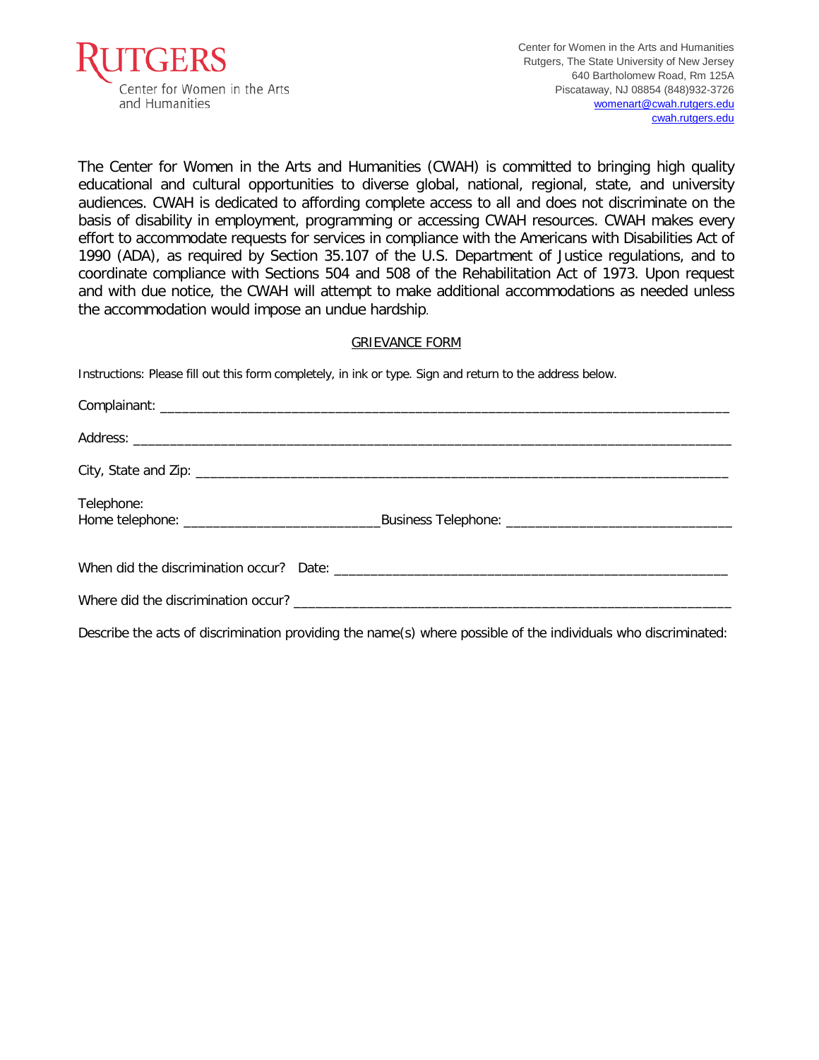RUTGERS
Center for Women in the Arts and Humanities

Center for Women in the Arts and Humanities
Rutgers, The State University of New Jersey
640 Bartholomew Road, Rm 125A
Piscataway, NJ 08854 (848)932-3726
womenart@cwah.rutgers.edu
cwah.rutgers.edu

The Center for Women in the Arts and Humanities (CWAH) is committed to bringing high quality educational and cultural opportunities to diverse global, national, regional, state, and university audiences. CWAH is dedicated to affording complete access to all and does not discriminate on the basis of disability in employment, programming or accessing CWAH resources. CWAH makes every effort to accommodate requests for services in compliance with the Americans with Disabilities Act of 1990 (ADA), as required by Section 35.107 of the U.S. Department of Justice regulations, and to coordinate compliance with Sections 504 and 508 of the Rehabilitation Act of 1973. Upon request and with due notice, the CWAH will attempt to make additional accommodations as needed unless the accommodation would impose an undue hardship.

## GRIEVANCE FORM

Instructions: Please fill out this form completely, in ink or type. Sign and return to the address below.

Complainant: ______________________________________________________________________________

Address: _________________________________________________________________________________

City, State and Zip: _________________________________________________________________________

Telephone:
Home telephone: ___________________________ Business Telephone: _______________________________

When did the discrimination occur? Date: _________________________________________________________

Where did the discrimination occur? ______________________________________________________________

Describe the acts of discrimination providing the name(s) where possible of the individuals who discriminated: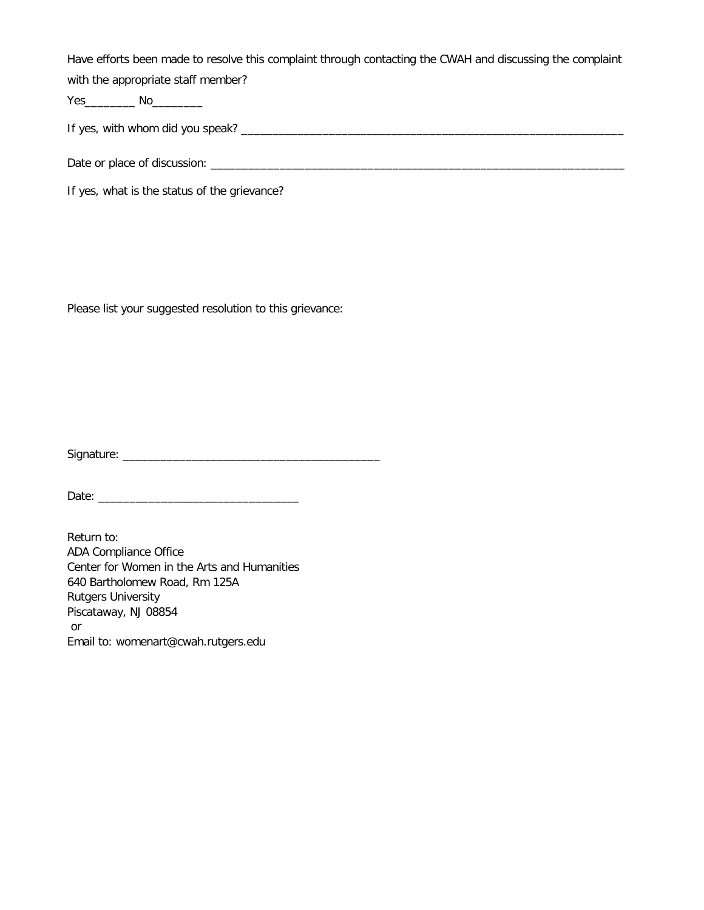Have efforts been made to resolve this complaint through contacting the CWAH and discussing the complaint with the appropriate staff member?

Yes________ No________

If yes, with whom did you speak? ________________________________________________________________

Date or place of discussion: _____________________________________________________________________

If yes, what is the status of the grievance?

Please list your suggested resolution to this grievance:

Signature: __________________________________________

Date: ________________________________

Return to:
ADA Compliance Office
Center for Women in the Arts and Humanities
640 Bartholomew Road, Rm 125A
Rutgers University
Piscataway, NJ 08854
or
Email to: womenart@cwah.rutgers.edu